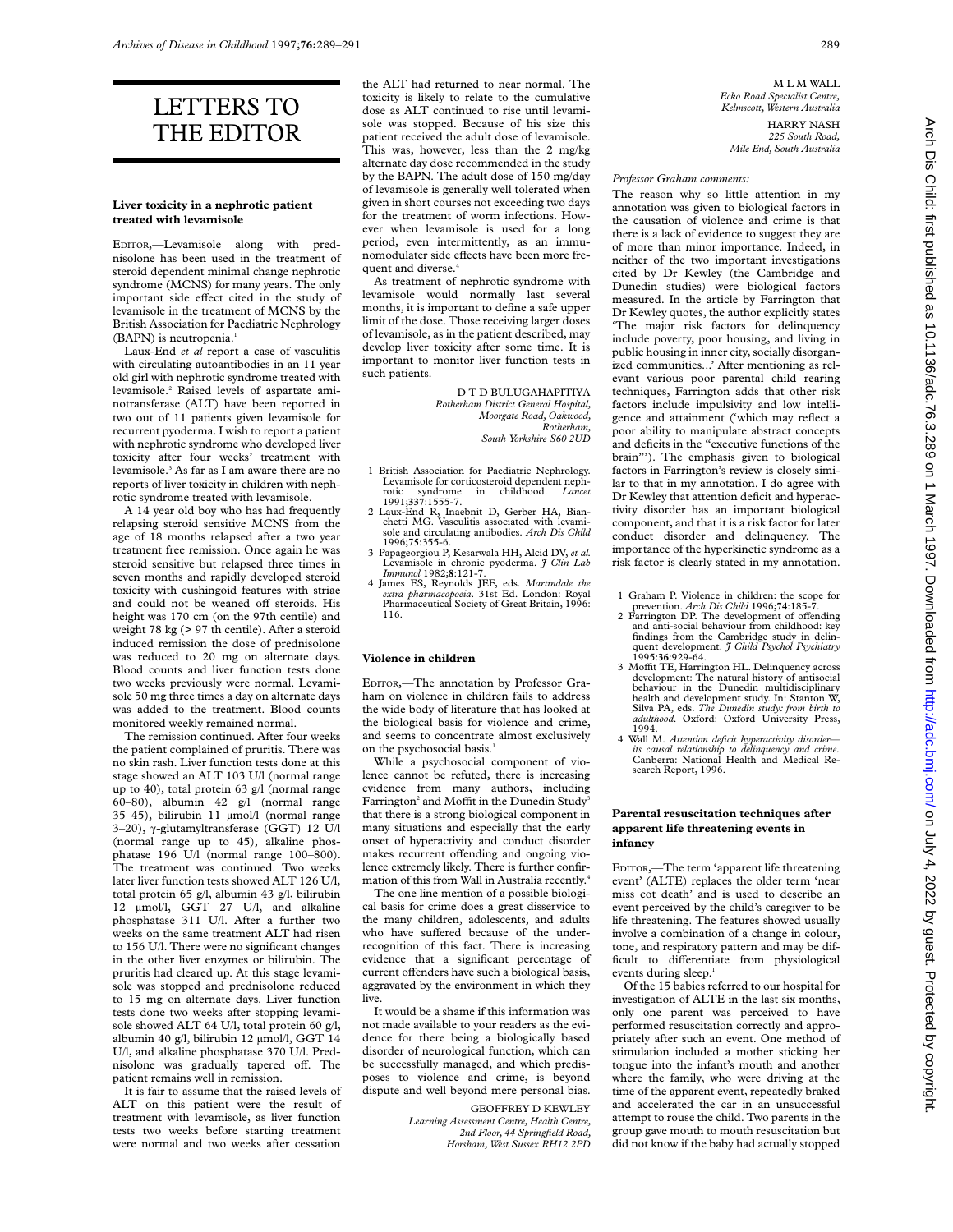# LETTERS TO THE EDITOR

## Liver toxicity in a nephrotic patient treated with levamisole

EDITOR,—Levamisole along with prednisolone has been used in the treatment of steroid dependent minimal change nephrotic syndrome (MCNS) for many years. The only important side effect cited in the study of levamisole in the treatment of MCNS by the British Association for Paediatric Nephrology (BAPN) is neutropenia.[1]

Laux-End *et al* report a case of vasculitis with circulating autoantibodies in an 11 year old girl with nephrotic syndrome treated with levamisole.[2] Raised levels of aspartate aminotransferase (ALT) have been reported in two out of 11 patients given levamisole for recurrent pyoderma. I wish to report a patient with nephrotic syndrome who developed liver toxicity after four weeks' treatment with levamisole.[3] As far as I am aware there are no reports of liver toxicity in children with nephrotic syndrome treated with levamisole.

A 14 year old boy who has had frequently relapsing steroid sensitive MCNS from the age of 18 months relapsed after a two year treatment free remission. Once again he was steroid sensitive but relapsed three times in seven months and rapidly developed steroid toxicity with cushingoid features with striae and could not be weaned off steroids. His height was 170 cm (on the 97th centile) and weight 78 kg (> 97 th centile). After a steroid induced remission the dose of prednisolone was reduced to 20 mg on alternate days. Blood counts and liver function tests done two weeks previously were normal. Levamisole 50 mg three times a day on alternate days was added to the treatment. Blood counts monitored weekly remained normal.

The remission continued. After four weeks the patient complained of pruritis. There was no skin rash. Liver function tests done at this stage showed an ALT 103 U/l (normal range up to 40), total protein 63 g/l (normal range 60–80), albumin 42 g/l (normal range 35–45), bilirubin 11 µmol/l (normal range 3–20), γ-glutamyltransferase (GGT) 12 U/l (normal range up to 45), alkaline phosphatase 196 U/l (normal range 100–800). The treatment was continued. Two weeks later liver function tests showed ALT 126 U/l, total protein 65 g/l, albumin 43 g/l, bilirubin 12 µmol/l, GGT 27 U/l, and alkaline phosphatase 311 U/l. After a further two weeks on the same treatment ALT had risen to 156 U/l. There were no significant changes in the other liver enzymes or bilirubin. The pruritis had cleared up. At this stage levamisole was stopped and prednisolone reduced to 15 mg on alternate days. Liver function tests done two weeks after stopping levamisole showed ALT 64 U/l, total protein 60 g/l, albumin 40 g/l, bilirubin 12 µmol/l, GGT 14 U/l, and alkaline phosphatase 370 U/l. Prednisolone was gradually tapered off. The patient remains well in remission.

It is fair to assume that the raised levels of ALT on this patient were the result of treatment with levamisole, as liver function tests two weeks before starting treatment were normal and two weeks after cessation the ALT had returned to near normal. The toxicity is likely to relate to the cumulative dose as ALT continued to rise until levamisole was stopped. Because of his size this patient received the adult dose of levamisole. This was, however, less than the 2 mg/kg alternate day dose recommended in the study by the BAPN. The adult dose of 150 mg/day of levamisole is generally well tolerated when given in short courses not exceeding two days for the treatment of worm infections. However when levamisole is used for a long period, even intermittently, as an immunomodulater side effects have been more frequent and diverse.[4]

As treatment of nephrotic syndrome with levamisole would normally last several months, it is important to define a safe upper limit of the dose. Those receiving larger doses of levamisole, as in the patient described, may develop liver toxicity after some time. It is important to monitor liver function tests in such patients.

D T D BULUGAHAPITIYA
*Rotherham District General Hospital, Moorgate Road, Oakwood, Rotherham, South Yorkshire S60 2UD*

1 British Association for Paediatric Nephrology. Levamisole for corticosteroid dependent nephrotic syndrome in childhood. *Lancet* 1991;**337**:1555-7.
2 Laux-End R, Inaebnit D, Gerber HA, Bianchetti MG. Vasculitis associated with levamisole and circulating antibodies. *Arch Dis Child* 1996;**75**:355-6.
3 Papageorgiou P, Kesarwala HH, Alcid DV, *et al.* Levamisole in chronic pyoderma. *J Clin Lab Immunol* 1982;**8**:121-7.
4 James ES, Reynolds JEF, eds. *Martindale the extra pharmacopoeia*. 31st Ed. London: Royal Pharmaceutical Society of Great Britain, 1996: 116.

## Violence in children

EDITOR,—The annotation by Professor Graham on violence in children fails to address the wide body of literature that has looked at the biological basis for violence and crime, and seems to concentrate almost exclusively on the psychosocial basis.[1]

While a psychosocial component of violence cannot be refuted, there is increasing evidence from many authors, including Farrington[2] and Moffit in the Dunedin Study[3] that there is a strong biological component in many situations and especially that the early onset of hyperactivity and conduct disorder makes recurrent offending and ongoing violence extremely likely. There is further confirmation of this from Wall in Australia recently.[4]

The one line mention of a possible biological basis for crime does a great disservice to the many children, adolescents, and adults who have suffered because of the under-recognition of this fact. There is increasing evidence that a significant percentage of current offenders have such a biological basis, aggravated by the environment in which they live.

It would be a shame if this information was not made available to your readers as the evidence for there being a biologically based disorder of neurological function, which can be successfully managed, and which predisposes to violence and crime, is beyond dispute and well beyond mere personal bias.

GEOFFREY D KEWLEY
*Learning Assessment Centre, Health Centre, 2nd Floor, 44 Springfield Road, Horsham, West Sussex RH12 2PD*

M L M WALL
*Ecko Road Specialist Centre, Kelmscott, Western Australia*

HARRY NASH
*225 South Road, Mile End, South Australia*

*Professor Graham comments:*

The reason why so little attention in my annotation was given to biological factors in the causation of violence and crime is that there is a lack of evidence to suggest they are of more than minor importance. Indeed, in neither of the two important investigations cited by Dr Kewley (the Cambridge and Dunedin studies) were biological factors measured. In the article by Farrington that Dr Kewley quotes, the author explicitly states 'The major risk factors for delinquency include poverty, poor housing, and living in public housing in inner city, socially disorganized communities...'[2] After mentioning as relevant various poor parental child rearing techniques, Farrington adds that other risk factors include impulsivity and low intelligence and attainment ('which may reflect a poor ability to manipulate abstract concepts and deficits in the "executive functions of the brain"'). The emphasis given to biological factors in Farrington's review is closely similar to that in my annotation. I do agree with Dr Kewley that attention deficit and hyperactivity disorder has an important biological component, and that it is a risk factor for later conduct disorder and delinquency. The importance of the hyperkinetic syndrome as a risk factor is clearly stated in my annotation.

1 Graham P. Violence in children: the scope for prevention. *Arch Dis Child* 1996;**74**:185-7.
2 Farrington DP. The development of offending and anti-social behaviour from childhood: key findings from the Cambridge study in delinquent development. *J Child Psychol Psychiatry* 1995:**36**:929-64.
3 Moffit TE, Harrington HL. Delinquency across development: The natural history of antisocial behaviour in the Dunedin multidisciplinary health and development study. In: Stanton W, Silva PA, eds. *The Dunedin study: from birth to adulthood*. Oxford: Oxford University Press, 1994.
4 Wall M. *Attention deficit hyperactivity disorder—its causal relationship to delinquency and crime*. Canberra: National Health and Medical Research Report, 1996.

## Parental resuscitation techniques after apparent life threatening events in infancy

EDITOR,—The term 'apparent life threatening event' (ALTE) replaces the older term 'near miss cot death' and is used to describe an event perceived by the child's caregiver to be life threatening. The features showed usually involve a combination of a change in colour, tone, and respiratory pattern and may be difficult to differentiate from physiological events during sleep.[1]

Of the 15 babies referred to our hospital for investigation of ALTE in the last six months, only one parent was perceived to have performed resuscitation correctly and appropriately after such an event. One method of stimulation included a mother sticking her tongue into the infant's mouth and another where the family, who were driving at the time of the apparent event, repeatedly braked and accelerated the car in an unsuccessful attempt to rouse the child. Two parents in the group gave mouth to mouth resuscitation but did not know if the baby had actually stopped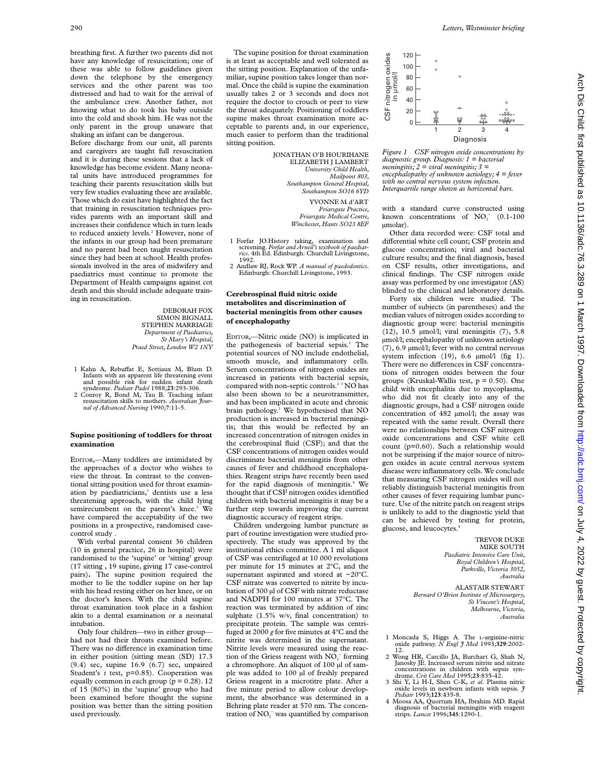breathing first. A further two parents did not have any knowledge of resuscitation; one of these was able to follow guidelines given down the telephone by the emergency services and the other parent was too distressed and had to wait for the arrival of the ambulance crew. Another father, not knowing what to do took his baby outside into the cold and shook him. He was not the only parent in the group unaware that shaking an infant can be dangerous.

Before discharge from our unit, all parents and caregivers are taught full resuscitation and it is during these sessions that a lack of knowledge has become evident. Many neonatal units have introduced programmes for teaching their parents resuscitation skills but very few studies evaluating these are available. Those which do exist have highlighted the fact that training in resuscitation techniques provides parents with an important skill and increases their confidence which in turn leads to reduced anxiety levels.[2] However, none of the infants in our group had been premature and no parent had been taught resuscitation since they had been at school. Health professionals involved in the area of midwifery and paediatrics must continue to promote the Department of Health campaigns against cot death and this should include adequate training in resuscitation.

DEBORAH FOX
SIMON BIGNALL
STEPHEN MARRIAGE
*Department of Paediatrics,*
*St Mary's Hospital,*
*Praed Street, London W2 1NY*

1 Kahn A, Rebuffat E, Sottiaux M, Blum D. Infants with an apparent life threatening event and possible risk for sudden infant death syndrome. *Pediatr Padol* 1988;**23**:293-306.
2 Conroy R, Bond M, Tau B. Teaching infant resuscitation skills to mothers. *Australian Journal of Advanced Nursing* 1990;**7**:11-5.

## Supine positioning of toddlers for throat examination

EDITOR,—Many toddlers are intimidated by the approaches of a doctor who wishes to view the throat. In contrast to the conventional sitting position used for throat examination by paediatricians,[1] dentists use a less threatening approach, with the child lying semirecumbent on the parent's knee.[2] We have compared the acceptability of the two positions in a prospective, randomised case-control study .

With verbal parental consent 36 children (10 in general practice, 26 in hospital) were randomised to the 'supine' or 'sitting' group (17 sitting , 19 supine, giving 17 case-control pairs)**.** The supine position required the mother to lie the toddler supine on her lap with his head resting either on her knee, or on the doctor's knees. With the child supine throat examination took place in a fashion akin to a dental examination or a neonatal intubation.

Only four children—two in either group—had not had their throats examined before. There was no difference in examination time in either position (sitting mean (SD) 17.3 (9.4) sec, supine 16.9 (6.7) sec, unpaired Student's *t* test, p=0.85). Cooperation was equally common in each group (p = 0.28). 12 of 15 (80%) in the 'supine' group who had been examined before thought the supine position was better than the sitting position used previously.

The supine position for throat examination is at least as acceptable and well tolerated as the sitting position. Explanation of the unfamiliar, supine position takes longer than normal. Once the child is supine the examination usually takes 2 or 3 seconds and does not require the doctor to crouch or peer to view the throat adequately. Positioning of toddlers supine makes throat examination more acceptable to parents and, in our experience, much easier to perform than the traditional sitting position.

JONATHAN O'B HOURIHANE
ELIZABETH J LAMBERT
*University Child Health,*
*Mailpoint 803,*
*Southampton General Hospital,*
*Southampton SO16 6YD*

YVONNE M d'ART
*Friarsgate Practice,*
*Friarsgate Medical Centre,*
*Winchester, Hants SO23 8EF*

1 Forfar JO.History taking, examination and screening. *Forfar and Arneil's textbook of paediatrics*. 4th Ed. Edinburgh: Churchill Livingstone, 1992.
2 Andlaw RJ, Rock WP. *A manual of paedodontics*. Edinburgh: Churchill Livingstone, 1993.

## Cerebrospinal fluid nitric oxide metabolites and discrimination of bacterial meningitis from other causes of encephalopathy

EDITOR,—Nitric oxide (NO) is implicated in the pathogenesis of bacterial sepsis.[1] The potential sources of NO include endothelial, smooth muscle, and inflammatory cells. Serum concentrations of nitrogen oxides are increased in patients with bacterial sepsis, compared with non-septic controls.[2,3] NO has also been shown to be a neurotransmitter, and has been implicated in acute and chronic brain pathology.[1] We hypothesised that NO production is increased in bacterial meningitis; that this would be reflected by an increased concentration of nitrogen oxides in the cerebrospinal fluid (CSF); and that the CSF concentrations of nitrogen oxides would discriminate bacterial meningitis from other causes of fever and childhood encephalopathies. Reagent strips have recently been used for the rapid diagnosis of meningitis.[4] We thought that if CSF nitrogen oxides identified children with bacterial meningitis it may be a further step towards improving the current diagnostic accuracy of reagent strips.

Children undergoing lumbar puncture as part of routine investigation were studied prospectively. The study was approved by the institutional ethics committee. A 1 ml aliquot of CSF was centrifuged at 10 000 revolutions per minute for 15 minutes at 2°C, and the supernatant aspirated and stored at −20°C. CSF nitrate was converted to nitrite by incubation of 300 µl of CSF with nitrate reductase and NADPH for 100 minutes at 37°C. The reaction was terminated by addition of zinc sulphate (1.5% w/v, final concentration) to precipitate protein. The sample was centrifuged at 2000 *g* for five minutes at 4°C and the nitrite was determined in the supernatant. Nitrite levels were measured using the reaction of the Griess reagent with $NO_2^-$ forming a chromophore. An aliquot of 100 µl of sample was added to 100 µl of freshly prepared Griess reagent in a microtitre plate. After a five minute period to allow colour development, the absorbance was determined in a Behring plate reader at 570 nm. The concentration of $NO_2^-$ was quantified by comparison with a standard curve constructed using known concentrations of $NO_2^-$ (0.1-100 µmolar).

*Figure 1 CSF nitrogen oxide concentrations by diagnostic group. Diagnosis: 1 = bacterial meningitis; 2 = viral meningitis; 3 = encephalopathy of unknown aetiology; 4 = fever with no central nervous system infection. Interquartile range shown as horizontal bars.*

Other data recorded were: CSF total and differential white cell count; CSF protein and glucose concentration; viral and bacterial culture results; and the final diagnosis, based on CSF results, other investigations, and clinical findings. The CSF nitrogen oxide assay was performed by one investigator (AS) blinded to the clinical and laboratory details.

Forty six children were studied. The number of subjects (in parentheses) and the median values of nitrogen oxides according to diagnostic group were: bacterial meningitis (12), 10.5 µmol/l; viral meningitis (7), 5.8 µmol/l; encephalopathy of unknown aetiology (7), 6.9 µmol/l; fever with no central nervous system infection (19), 6.6 µmol/l (fig 1). There were no differences in CSF concentrations of nitrogen oxides between the four groups (Kruskal-Wallis test, p = 0.50). One child with encephalitis due to mycoplasma, who did not fit clearly into any of the diagnostic groups, had a CSF nitrogen oxide concentration of 482 µmol/l; the assay was repeated with the same result. Overall there were no relationships between CSF nitrogen oxide concentrations and CSF white cell count (p=0.60). Such a relationship would not be surprising if the major source of nitrogen oxides in acute central nervous system disease were inflammatory cells. We conclude that measuring CSF nitrogen oxides will not reliably distinguish bacterial meningitis from other causes of fever requiring lumbar puncture. Use of the nitrite patch on reagent strips is unlikely to add to the diagnostic yield that can be achieved by testing for protein, glucose, and leucocytes.[4]

TREVOR DUKE
MIKE SOUTH
*Paediatric Intensive Care Unit,*
*Royal Children's Hospital,*
*Parkville, Victoria 3052,*
*Australia*

ALASTAIR STEWART
*Bernard O'Brien Institute of Microsurgery,*
*St Vincent's Hospital,*
*Melbourne, Victoria,*
*Australia*

1 Moncada S, Higgs A. The L-arginine-nitric oxide pathway. *N Engl J Med* 1993;**329**:2002-12.
2 Wong HR, Carcillo JA, Burchart G, Shah N, Janosky JE. Increased serum nitrite and nitrate concentrations in children with sepsis syndrome. *Crit Care Med* 1995;**23**:835-42.
3 Shi Y, Li H-I, Shen C-K, *et al.* Plasma nitric oxide levels in newborn infants with sepsis. *J Pediatr* 1993;**123**:435-8.
4 Moosa AA, Quortum HA, Ibrahim MD. Rapid diagnosis of bacterial meningitis with reagent strips. *Lancet* 1996;**345**:1290-1.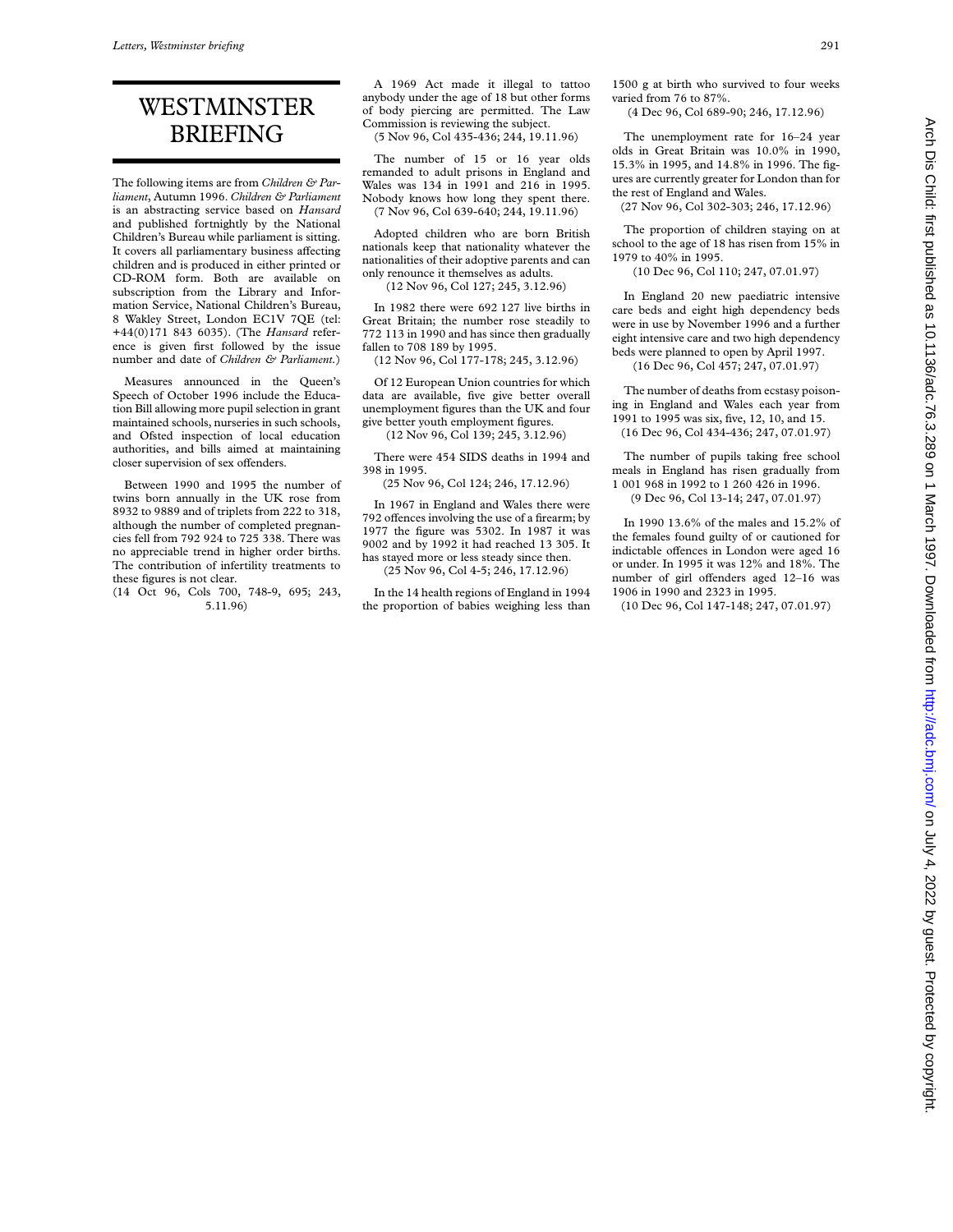# WESTMINSTER BRIEFING

The following items are from *Children & Parliament*, Autumn 1996. *Children & Parliament* is an abstracting service based on *Hansard* and published fortnightly by the National Children's Bureau while parliament is sitting. It covers all parliamentary business affecting children and is produced in either printed or CD-ROM form. Both are available on subscription from the Library and Information Service, National Children's Bureau, 8 Wakley Street, London EC1V 7QE (tel: +44(0)171 843 6035). (The *Hansard* reference is given first followed by the issue number and date of *Children & Parliament*.)

Measures announced in the Queen's Speech of October 1996 include the Education Bill allowing more pupil selection in grant maintained schools, nurseries in such schools, and Ofsted inspection of local education authorities, and bills aimed at maintaining closer supervision of sex offenders.

Between 1990 and 1995 the number of twins born annually in the UK rose from 8932 to 9889 and of triplets from 222 to 318, although the number of completed pregnancies fell from 792 924 to 725 338. There was no appreciable trend in higher order births. The contribution of infertility treatments to these figures is not clear.
(14 Oct 96, Cols 700, 748-9, 695; 243, 5.11.96)

A 1969 Act made it illegal to tattoo anybody under the age of 18 but other forms of body piercing are permitted. The Law Commission is reviewing the subject.
(5 Nov 96, Col 435-436; 244, 19.11.96)

The number of 15 or 16 year olds remanded to adult prisons in England and Wales was 134 in 1991 and 216 in 1995. Nobody knows how long they spent there.
(7 Nov 96, Col 639-640; 244, 19.11.96)

Adopted children who are born British nationals keep that nationality whatever the nationalities of their adoptive parents and can only renounce it themselves as adults.
(12 Nov 96, Col 127; 245, 3.12.96)

In 1982 there were 692 127 live births in Great Britain; the number rose steadily to 772 113 in 1990 and has since then gradually fallen to 708 189 by 1995.
(12 Nov 96, Col 177-178; 245, 3.12.96)

Of 12 European Union countries for which data are available, five give better overall unemployment figures than the UK and four give better youth employment figures.
(12 Nov 96, Col 139; 245, 3.12.96)

There were 454 SIDS deaths in 1994 and 398 in 1995.
(25 Nov 96, Col 124; 246, 17.12.96)

In 1967 in England and Wales there were 792 offences involving the use of a firearm; by 1977 the figure was 5302. In 1987 it was 9002 and by 1992 it had reached 13 305. It has stayed more or less steady since then.
(25 Nov 96, Col 4-5; 246, 17.12.96)

In the 14 health regions of England in 1994 the proportion of babies weighing less than 1500 g at birth who survived to four weeks varied from 76 to 87%.
(4 Dec 96, Col 689-90; 246, 17.12.96)

The unemployment rate for 16–24 year olds in Great Britain was 10.0% in 1990, 15.3% in 1995, and 14.8% in 1996. The figures are currently greater for London than for the rest of England and Wales.
(27 Nov 96, Col 302-303; 246, 17.12.96)

The proportion of children staying on at school to the age of 18 has risen from 15% in 1979 to 40% in 1995.
(10 Dec 96, Col 110; 247, 07.01.97)

In England 20 new paediatric intensive care beds and eight high dependency beds were in use by November 1996 and a further eight intensive care and two high dependency beds were planned to open by April 1997.
(16 Dec 96, Col 457; 247, 07.01.97)

The number of deaths from ecstasy poisoning in England and Wales each year from 1991 to 1995 was six, five, 12, 10, and 15.
(16 Dec 96, Col 434-436; 247, 07.01.97)

The number of pupils taking free school meals in England has risen gradually from 1 001 968 in 1992 to 1 260 426 in 1996.
(9 Dec 96, Col 13-14; 247, 07.01.97)

In 1990 13.6% of the males and 15.2% of the females found guilty of or cautioned for indictable offences in London were aged 16 or under. In 1995 it was 12% and 18%. The number of girl offenders aged 12–16 was 1906 in 1990 and 2323 in 1995.
(10 Dec 96, Col 147-148; 247, 07.01.97)